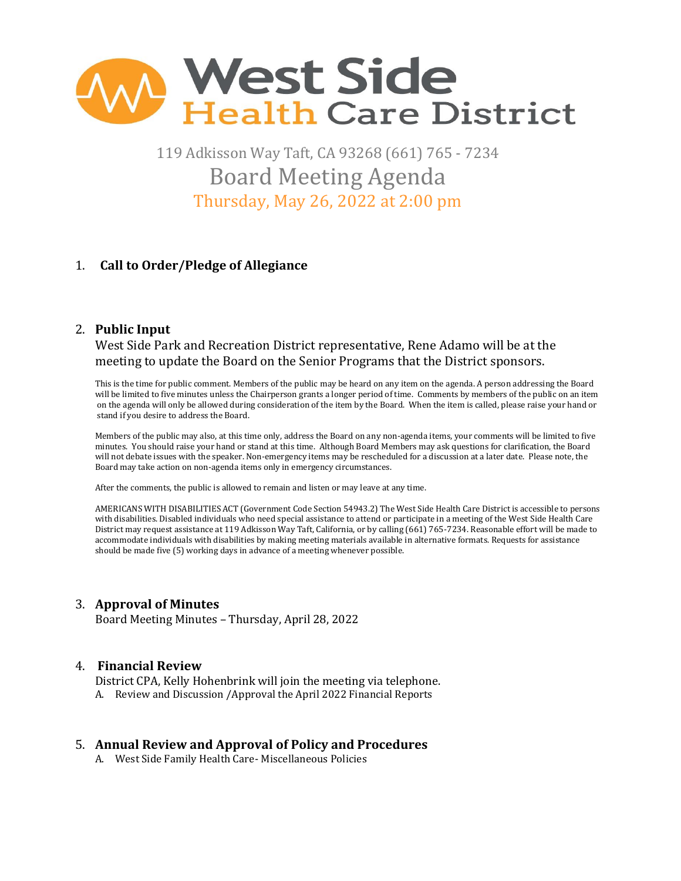# West Side Health Care District

119 Adkisson Way Taft, CA 93268 (661) 765 - 7234

## Board Meeting Agenda

Thursday, May 26, 2022 at 2:00 pm

1. **Call to Order/Pledge of Allegiance**

2. **Public Input**

   West Side Park and Recreation District representative, Rene Adamo will be at the meeting to update the Board on the Senior Programs that the District sponsors.

   This is the time for public comment. Members of the public may be heard on any item on the agenda. A person addressing the Board will be limited to five minutes unless the Chairperson grants a longer period of time. Comments by members of the public on an item on the agenda will only be allowed during consideration of the item by the Board. When the item is called, please raise your hand or stand if you desire to address the Board.

   Members of the public may also, at this time only, address the Board on any non-agenda items, your comments will be limited to five minutes. You should raise your hand or stand at this time. Although Board Members may ask questions for clarification, the Board will not debate issues with the speaker. Non-emergency items may be rescheduled for a discussion at a later date. Please note, the Board may take action on non-agenda items only in emergency circumstances.

   After the comments, the public is allowed to remain and listen or may leave at any time.

   AMERICANS WITH DISABILITIES ACT (Government Code Section 54943.2) The West Side Health Care District is accessible to persons with disabilities. Disabled individuals who need special assistance to attend or participate in a meeting of the West Side Health Care District may request assistance at 119 Adkisson Way Taft, California, or by calling (661) 765-7234. Reasonable effort will be made to accommodate individuals with disabilities by making meeting materials available in alternative formats. Requests for assistance should be made five (5) working days in advance of a meeting whenever possible.

3. **Approval of Minutes**

   Board Meeting Minutes – Thursday, April 28, 2022

4. **Financial Review**

   District CPA, Kelly Hohenbrink will join the meeting via telephone.

   A. Review and Discussion /Approval the April 2022 Financial Reports

5. **Annual Review and Approval of Policy and Procedures**

   A. West Side Family Health Care- Miscellaneous Policies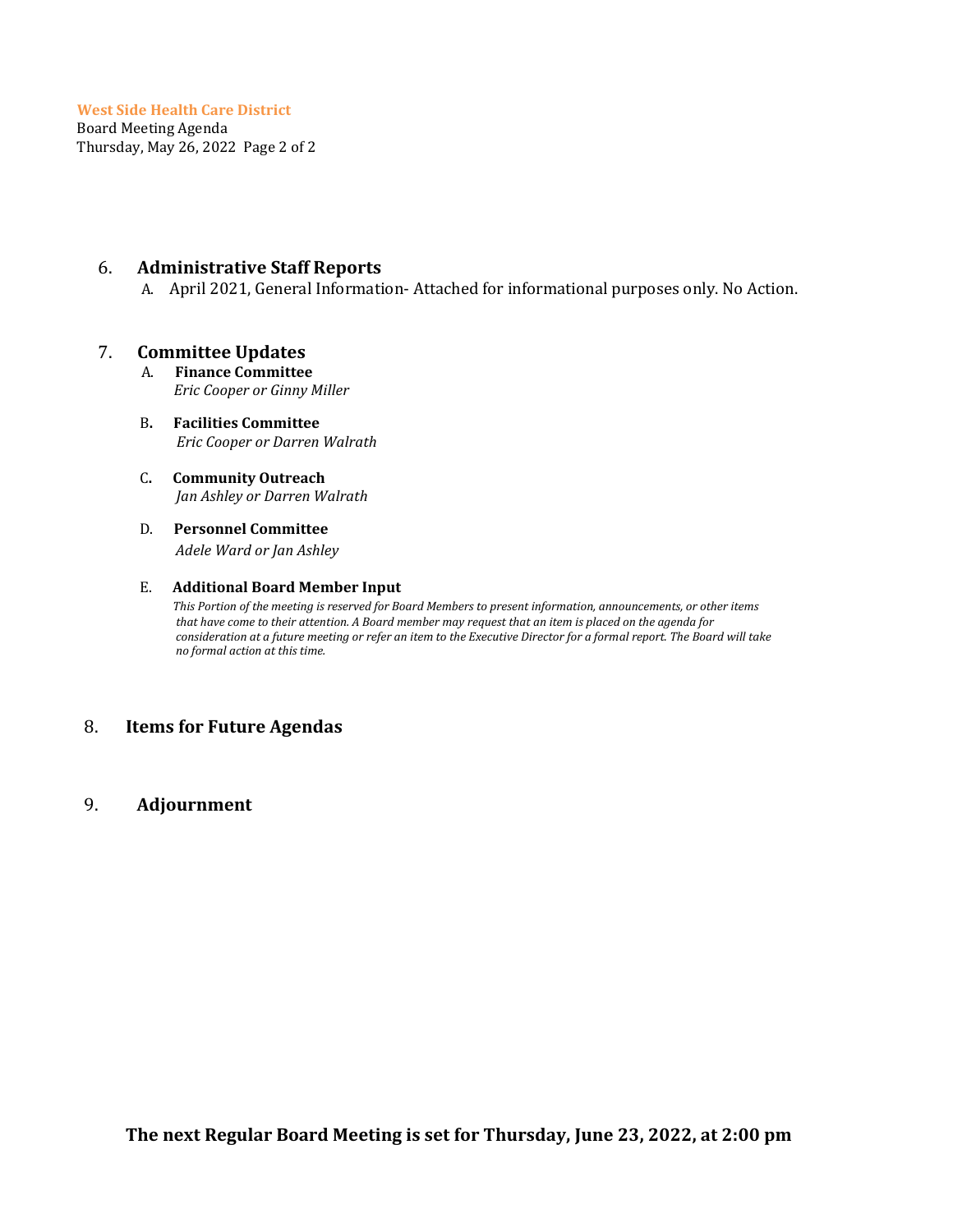## 6. Administrative Staff Reports

A. April 2021, General Information- Attached for informational purposes only. No Action.

## 7. Committee Updates

A. **Finance Committee**
*Eric Cooper or Ginny Miller*

B. **Facilities Committee**
*Eric Cooper or Darren Walrath*

C. **Community Outreach**
*Jan Ashley or Darren Walrath*

D. **Personnel Committee**
*Adele Ward or Jan Ashley*

E. **Additional Board Member Input**
*This Portion of the meeting is reserved for Board Members to present information, announcements, or other items that have come to their attention. A Board member may request that an item is placed on the agenda for consideration at a future meeting or refer an item to the Executive Director for a formal report. The Board will take no formal action at this time.*

## 8. Items for Future Agendas

## 9. Adjournment

**The next Regular Board Meeting is set for Thursday, June 23, 2022, at 2:00 pm**